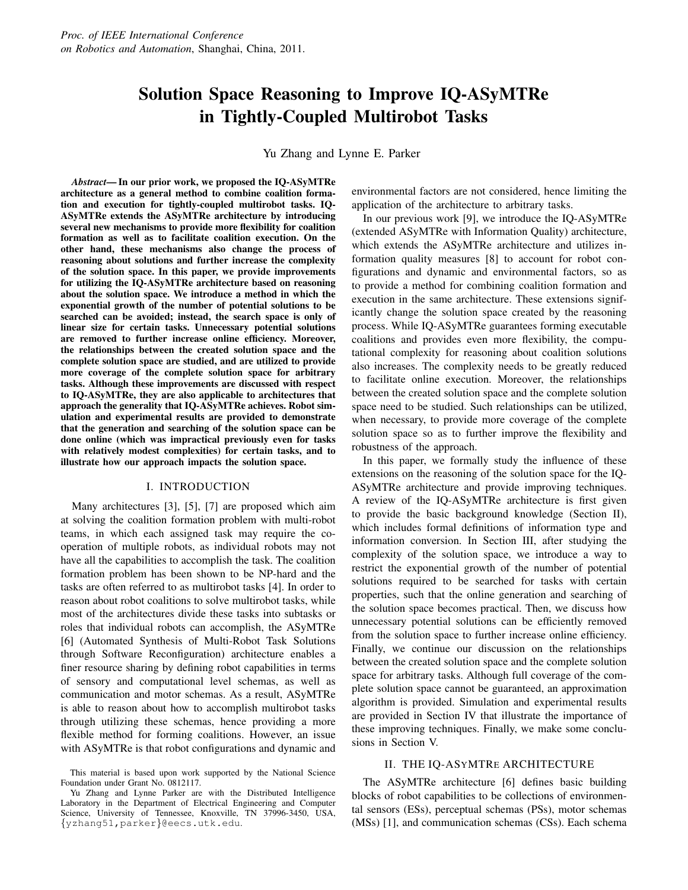*Proc. of IEEE International Conference on Robotics and Automation*, Shanghai, China, 2011.

# Solution Space Reasoning to Improve IQ-ASyMTRe in Tightly-Coupled Multirobot Tasks

Yu Zhang and Lynne E. Parker

***Abstract*— In our prior work, we proposed the IQ-ASyMTRe architecture as a general method to combine coalition formation and execution for tightly-coupled multirobot tasks. IQ-ASyMTRe extends the ASyMTRe architecture by introducing several new mechanisms to provide more flexibility for coalition formation as well as to facilitate coalition execution. On the other hand, these mechanisms also change the process of reasoning about solutions and further increase the complexity of the solution space. In this paper, we provide improvements for utilizing the IQ-ASyMTRe architecture based on reasoning about the solution space. We introduce a method in which the exponential growth of the number of potential solutions to be searched can be avoided; instead, the search space is only of linear size for certain tasks. Unnecessary potential solutions are removed to further increase online efficiency. Moreover, the relationships between the created solution space and the complete solution space are studied, and are utilized to provide more coverage of the complete solution space for arbitrary tasks. Although these improvements are discussed with respect to IQ-ASyMTRe, they are also applicable to architectures that approach the generality that IQ-ASyMTRe achieves. Robot simulation and experimental results are provided to demonstrate that the generation and searching of the solution space can be done online (which was impractical previously even for tasks with relatively modest complexities) for certain tasks, and to illustrate how our approach impacts the solution space.**

## I. INTRODUCTION

Many architectures [3], [5], [7] are proposed which aim at solving the coalition formation problem with multi-robot teams, in which each assigned task may require the cooperation of multiple robots, as individual robots may not have all the capabilities to accomplish the task. The coalition formation problem has been shown to be NP-hard and the tasks are often referred to as multirobot tasks [4]. In order to reason about robot coalitions to solve multirobot tasks, while most of the architectures divide these tasks into subtasks or roles that individual robots can accomplish, the ASyMTRe [6] (Automated Synthesis of Multi-Robot Task Solutions through Software Reconfiguration) architecture enables a finer resource sharing by defining robot capabilities in terms of sensory and computational level schemas, as well as communication and motor schemas. As a result, ASyMTRe is able to reason about how to accomplish multirobot tasks through utilizing these schemas, hence providing a more flexible method for forming coalitions. However, an issue with ASyMTRe is that robot configurations and dynamic and environmental factors are not considered, hence limiting the application of the architecture to arbitrary tasks.

In our previous work [9], we introduce the IQ-ASyMTRe (extended ASyMTRe with Information Quality) architecture, which extends the ASyMTRe architecture and utilizes information quality measures [8] to account for robot configurations and dynamic and environmental factors, so as to provide a method for combining coalition formation and execution in the same architecture. These extensions significantly change the solution space created by the reasoning process. While IQ-ASyMTRe guarantees forming executable coalitions and provides even more flexibility, the computational complexity for reasoning about coalition solutions also increases. The complexity needs to be greatly reduced to facilitate online execution. Moreover, the relationships between the created solution space and the complete solution space need to be studied. Such relationships can be utilized, when necessary, to provide more coverage of the complete solution space so as to further improve the flexibility and robustness of the approach.

In this paper, we formally study the influence of these extensions on the reasoning of the solution space for the IQ-ASyMTRe architecture and provide improving techniques. A review of the IQ-ASyMTRe architecture is first given to provide the basic background knowledge (Section II), which includes formal definitions of information type and information conversion. In Section III, after studying the complexity of the solution space, we introduce a way to restrict the exponential growth of the number of potential solutions required to be searched for tasks with certain properties, such that the online generation and searching of the solution space becomes practical. Then, we discuss how unnecessary potential solutions can be efficiently removed from the solution space to further increase online efficiency. Finally, we continue our discussion on the relationships between the created solution space and the complete solution space for arbitrary tasks. Although full coverage of the complete solution space cannot be guaranteed, an approximation algorithm is provided. Simulation and experimental results are provided in Section IV that illustrate the importance of these improving techniques. Finally, we make some conclusions in Section V.

## II. THE IQ-ASyMTRe ARCHITECTURE

The ASyMTRe architecture [6] defines basic building blocks of robot capabilities to be collections of environmental sensors (ESs), perceptual schemas (PSs), motor schemas (MSs) [1], and communication schemas (CSs). Each schema

This material is based upon work supported by the National Science Foundation under Grant No. 0812117.

Yu Zhang and Lynne Parker are with the Distributed Intelligence Laboratory in the Department of Electrical Engineering and Computer Science, University of Tennessee, Knoxville, TN 37996-3450, USA, {yzhang51,parker}@eecs.utk.edu.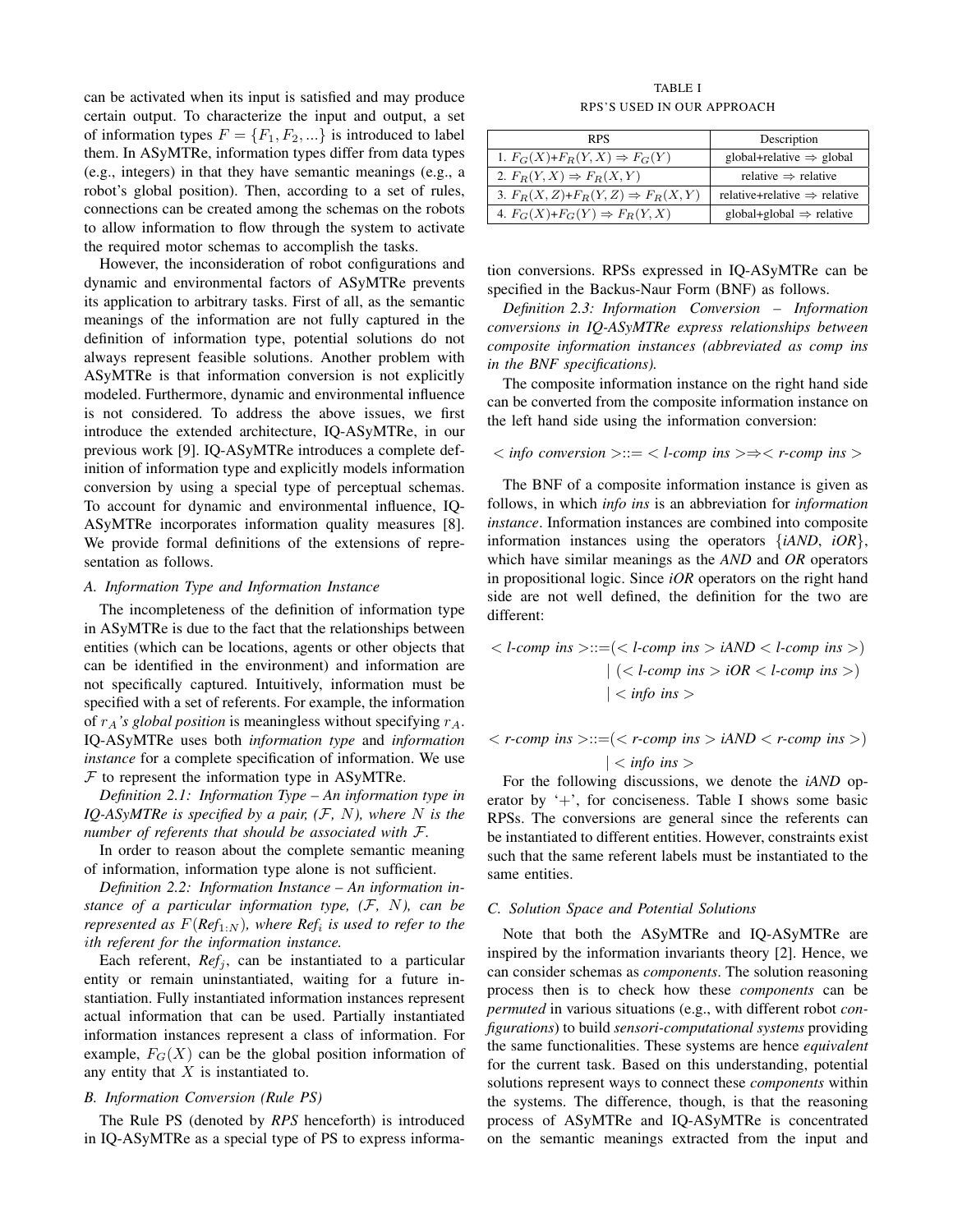can be activated when its input is satisfied and may produce certain output. To characterize the input and output, a set of information types $F = \{F_1, F_2, ...\}$ is introduced to label them. In ASyMTRe, information types differ from data types (e.g., integers) in that they have semantic meanings (e.g., a robot's global position). Then, according to a set of rules, connections can be created among the schemas on the robots to allow information to flow through the system to activate the required motor schemas to accomplish the tasks.

However, the inconsideration of robot configurations and dynamic and environmental factors of ASyMTRe prevents its application to arbitrary tasks. First of all, as the semantic meanings of the information are not fully captured in the definition of information type, potential solutions do not always represent feasible solutions. Another problem with ASyMTRe is that information conversion is not explicitly modeled. Furthermore, dynamic and environmental influence is not considered. To address the above issues, we first introduce the extended architecture, IQ-ASyMTRe, in our previous work [9]. IQ-ASyMTRe introduces a complete definition of information type and explicitly models information conversion by using a special type of perceptual schemas. To account for dynamic and environmental influence, IQ-ASyMTRe incorporates information quality measures [8]. We provide formal definitions of the extensions of representation as follows.

### A. Information Type and Information Instance

The incompleteness of the definition of information type in ASyMTRe is due to the fact that the relationships between entities (which can be locations, agents or other objects that can be identified in the environment) and information are not specifically captured. Intuitively, information must be specified with a set of referents. For example, the information of *$r_A$'s global position* is meaningless without specifying $r_A$. IQ-ASyMTRe uses both *information type* and *information instance* for a complete specification of information. We use $\mathcal{F}$ to represent the information type in ASyMTRe.

*Definition 2.1: Information Type – An information type in IQ-ASyMTRe is specified by a pair, ($\mathcal{F}$, $N$), where $N$ is the number of referents that should be associated with $\mathcal{F}$.*

In order to reason about the complete semantic meaning of information, information type alone is not sufficient.

*Definition 2.2: Information Instance – An information instance of a particular information type, ($\mathcal{F}$, $N$), can be represented as $F(Ref_{1:N})$, where $Ref_i$ is used to refer to the $i$th referent for the information instance.*

Each referent, $Ref_j$, can be instantiated to a particular entity or remain uninstantiated, waiting for a future instantiation. Fully instantiated information instances represent actual information that can be used. Partially instantiated information instances represent a class of information. For example, $F_G(X)$ can be the global position information of any entity that $X$ is instantiated to.

### B. Information Conversion (Rule PS)

The Rule PS (denoted by *RPS* henceforth) is introduced in IQ-ASyMTRe as a special type of PS to express information conversions. RPSs expressed in IQ-ASyMTRe can be specified in the Backus-Naur Form (BNF) as follows.

TABLE I
RPS'S USED IN OUR APPROACH

| RPS | Description |
| --- | --- |
| 1. $F_G(X)$+$F_R(Y, X) \Rightarrow F_G(Y)$ | global+relative $\Rightarrow$ global |
| 2. $F_R(Y, X) \Rightarrow F_R(X, Y)$ | relative $\Rightarrow$ relative |
| 3. $F_R(X, Z)$+$F_R(Y, Z) \Rightarrow F_R(X, Y)$ | relative+relative $\Rightarrow$ relative |
| 4. $F_G(X)$+$F_G(Y) \Rightarrow F_R(Y, X)$ | global+global $\Rightarrow$ relative |

*Definition 2.3: Information Conversion – Information conversions in IQ-ASyMTRe express relationships between composite information instances (abbreviated as comp ins in the BNF specifications).*

The composite information instance on the right hand side can be converted from the composite information instance on the left hand side using the information conversion:

$$< \textit{info conversion} > ::= < \textit{l-comp ins} > \Rightarrow < \textit{r-comp ins} >$$

The BNF of a composite information instance is given as follows, in which *info ins* is an abbreviation for *information instance*. Information instances are combined into composite information instances using the operators {*iAND*, *iOR*}, which have similar meanings as the *AND* and *OR* operators in propositional logic. Since *iOR* operators on the right hand side are not well defined, the definition for the two are different:

$$
\begin{aligned}
< \textit{l-comp ins} > ::= & (< \textit{l-comp ins} > \textit{iAND} < \textit{l-comp ins} >) \\
& \mid (< \textit{l-comp ins} > \textit{iOR} < \textit{l-comp ins} >) \\
& \mid < \textit{info ins} >
\end{aligned}
$$

$$
\begin{aligned}
< \textit{r-comp ins} > ::= & (< \textit{r-comp ins} > \textit{iAND} < \textit{r-comp ins} >) \\
& \mid < \textit{info ins} >
\end{aligned}
$$

For the following discussions, we denote the *iAND* operator by '+', for conciseness. Table I shows some basic RPSs. The conversions are general since the referents can be instantiated to different entities. However, constraints exist such that the same referent labels must be instantiated to the same entities.

### C. Solution Space and Potential Solutions

Note that both the ASyMTRe and IQ-ASyMTRe are inspired by the information invariants theory [2]. Hence, we can consider schemas as *components*. The solution reasoning process then is to check how these *components* can be *permuted* in various situations (e.g., with different robot *configurations*) to build *sensori-computational systems* providing the same functionalities. These systems are hence *equivalent* for the current task. Based on this understanding, potential solutions represent ways to connect these *components* within the systems. The difference, though, is that the reasoning process of ASyMTRe and IQ-ASyMTRe is concentrated on the semantic meanings extracted from the input and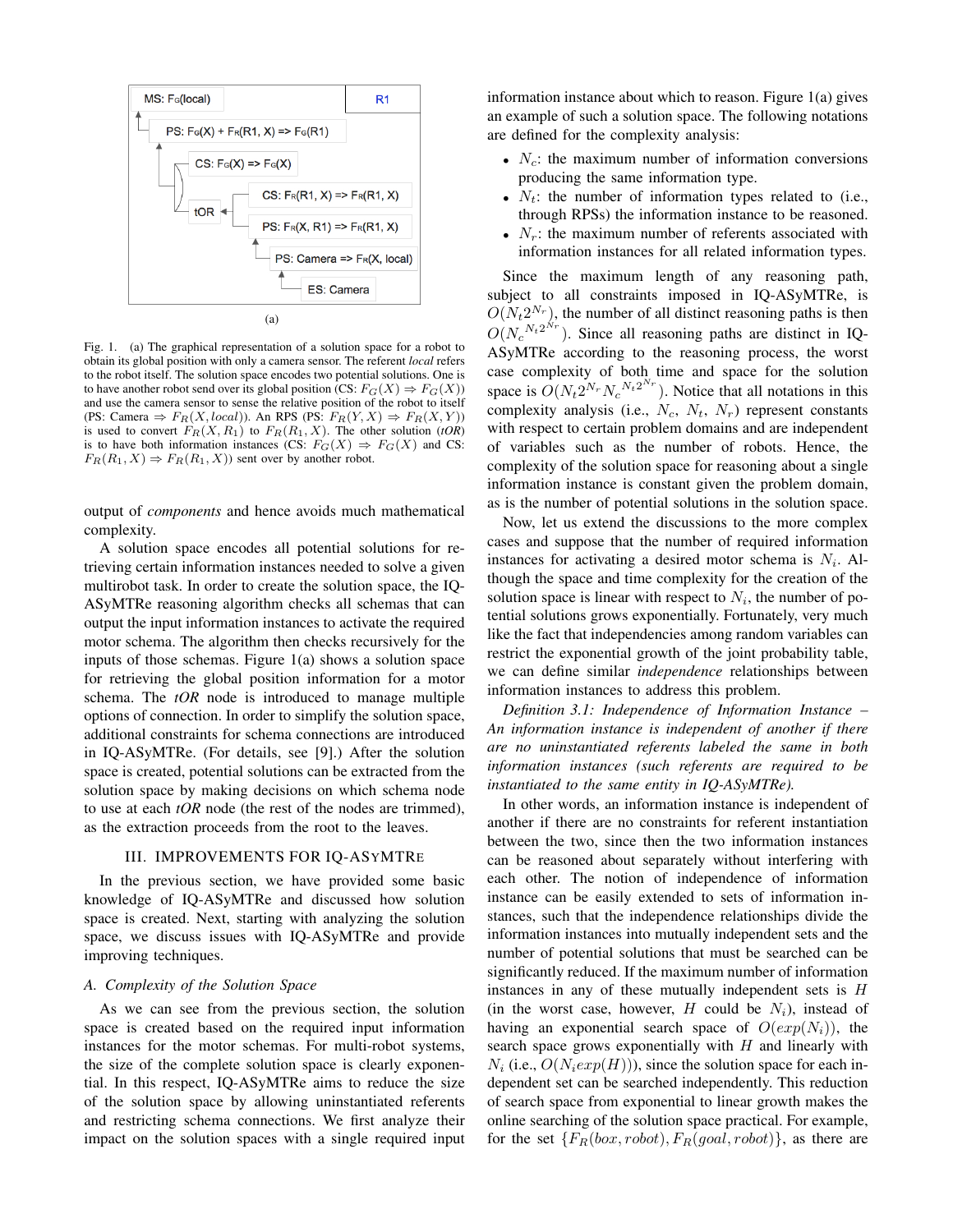Fig. 1. (a) The graphical representation of a solution space for a robot to obtain its global position with only a camera sensor. The referent *local* refers to the robot itself. The solution space encodes two potential solutions. One is to have another robot send over its global position (CS: $F_G(X) \Rightarrow F_G(X)$) and use the camera sensor to sense the relative position of the robot to itself (PS: Camera $\Rightarrow F_R(X, local)$). An RPS (PS: $F_R(Y, X) \Rightarrow F_R(X, Y)$) is used to convert $F_R(X, R_1)$ to $F_R(R_1, X)$. The other solution (*tOR*) is to have both information instances (CS: $F_G(X) \Rightarrow F_G(X)$ and CS: $F_R(R_1, X) \Rightarrow F_R(R_1, X)$) sent over by another robot.

output of *components* and hence avoids much mathematical complexity.

A solution space encodes all potential solutions for retrieving certain information instances needed to solve a given multirobot task. In order to create the solution space, the IQ-ASyMTRe reasoning algorithm checks all schemas that can output the input information instances to activate the required motor schema. The algorithm then checks recursively for the inputs of those schemas. Figure 1(a) shows a solution space for retrieving the global position information for a motor schema. The *tOR* node is introduced to manage multiple options of connection. In order to simplify the solution space, additional constraints for schema connections are introduced in IQ-ASyMTRe. (For details, see [9].) After the solution space is created, potential solutions can be extracted from the solution space by making decisions on which schema node to use at each *tOR* node (the rest of the nodes are trimmed), as the extraction proceeds from the root to the leaves.

## III. IMPROVEMENTS FOR IQ-ASYMTRE

In the previous section, we have provided some basic knowledge of IQ-ASyMTRe and discussed how solution space is created. Next, starting with analyzing the solution space, we discuss issues with IQ-ASyMTRe and provide improving techniques.

### A. Complexity of the Solution Space

As we can see from the previous section, the solution space is created based on the required input information instances for the motor schemas. For multi-robot systems, the size of the complete solution space is clearly exponential. In this respect, IQ-ASyMTRe aims to reduce the size of the solution space by allowing uninstantiated referents and restricting schema connections. We first analyze their impact on the solution spaces with a single required input information instance about which to reason. Figure 1(a) gives an example of such a solution space. The following notations are defined for the complexity analysis:

- $N_c$: the maximum number of information conversions producing the same information type.
- $N_t$: the number of information types related to (i.e., through RPSs) the information instance to be reasoned.
- $N_r$: the maximum number of referents associated with information instances for all related information types.

Since the maximum length of any reasoning path, subject to all constraints imposed in IQ-ASyMTRe, is $O(N_t 2^{N_r})$, the number of all distinct reasoning paths is then $O({N_c}^{N_t 2^{N_r}})$. Since all reasoning paths are distinct in IQ-ASyMTRe according to the reasoning process, the worst case complexity of both time and space for the solution space is $O(N_t 2^{N_r} {N_c}^{N_t 2^{N_r}})$. Notice that all notations in this complexity analysis (i.e., $N_c$, $N_t$, $N_r$) represent constants with respect to certain problem domains and are independent of variables such as the number of robots. Hence, the complexity of the solution space for reasoning about a single information instance is constant given the problem domain, as is the number of potential solutions in the solution space.

Now, let us extend the discussions to the more complex cases and suppose that the number of required information instances for activating a desired motor schema is $N_i$. Although the space and time complexity for the creation of the solution space is linear with respect to $N_i$, the number of potential solutions grows exponentially. Fortunately, very much like the fact that independencies among random variables can restrict the exponential growth of the joint probability table, we can define similar *independence* relationships between information instances to address this problem.

*Definition 3.1: Independence of Information Instance – An information instance is independent of another if there are no uninstantiated referents labeled the same in both information instances (such referents are required to be instantiated to the same entity in IQ-ASyMTRe).*

In other words, an information instance is independent of another if there are no constraints for referent instantiation between the two, since then the two information instances can be reasoned about separately without interfering with each other. The notion of independence of information instance can be easily extended to sets of information instances, such that the independence relationships divide the information instances into mutually independent sets and the number of potential solutions that must be searched can be significantly reduced. If the maximum number of information instances in any of these mutually independent sets is $H$ (in the worst case, however, $H$ could be $N_i$), instead of having an exponential search space of $O(exp(N_i))$, the search space grows exponentially with $H$ and linearly with $N_i$ (i.e., $O(N_i exp(H))$), since the solution space for each independent set can be searched independently. This reduction of search space from exponential to linear growth makes the online searching of the solution space practical. For example, for the set $\{F_R(box, robot), F_R(goal, robot)\}$, as there are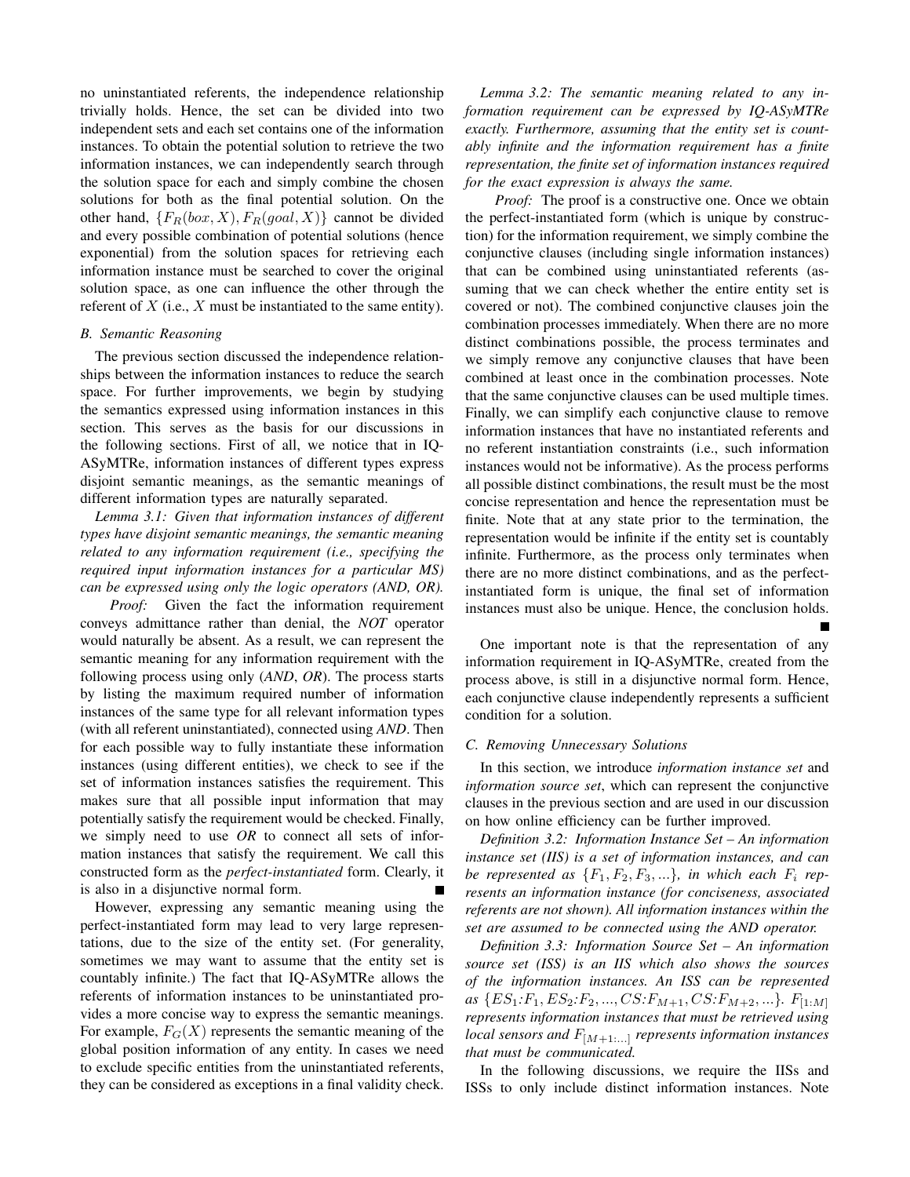no uninstantiated referents, the independence relationship trivially holds. Hence, the set can be divided into two independent sets and each set contains one of the information instances. To obtain the potential solution to retrieve the two information instances, we can independently search through the solution space for each and simply combine the chosen solutions for both as the final potential solution. On the other hand, $\{F_R(box, X), F_R(goal, X)\}$ cannot be divided and every possible combination of potential solutions (hence exponential) from the solution spaces for retrieving each information instance must be searched to cover the original solution space, as one can influence the other through the referent of $X$ (i.e., $X$ must be instantiated to the same entity).

### B. Semantic Reasoning

The previous section discussed the independence relationships between the information instances to reduce the search space. For further improvements, we begin by studying the semantics expressed using information instances in this section. This serves as the basis for our discussions in the following sections. First of all, we notice that in IQ-ASyMTRe, information instances of different types express disjoint semantic meanings, as the semantic meanings of different information types are naturally separated.

*Lemma 3.1: Given that information instances of different types have disjoint semantic meanings, the semantic meaning related to any information requirement (i.e., specifying the required input information instances for a particular MS) can be expressed using only the logic operators (AND, OR).*

*Proof:* Given the fact the information requirement conveys admittance rather than denial, the *NOT* operator would naturally be absent. As a result, we can represent the semantic meaning for any information requirement with the following process using only (*AND*, *OR*). The process starts by listing the maximum required number of information instances of the same type for all relevant information types (with all referent uninstantiated), connected using *AND*. Then for each possible way to fully instantiate these information instances (using different entities), we check to see if the set of information instances satisfies the requirement. This makes sure that all possible input information that may potentially satisfy the requirement would be checked. Finally, we simply need to use *OR* to connect all sets of information instances that satisfy the requirement. We call this constructed form as the *perfect-instantiated* form. Clearly, it is also in a disjunctive normal form. ∎

However, expressing any semantic meaning using the perfect-instantiated form may lead to very large representations, due to the size of the entity set. (For generality, sometimes we may want to assume that the entity set is countably infinite.) The fact that IQ-ASyMTRe allows the referents of information instances to be uninstantiated provides a more concise way to express the semantic meanings. For example, $F_G(X)$ represents the semantic meaning of the global position information of any entity. In cases we need to exclude specific entities from the uninstantiated referents, they can be considered as exceptions in a final validity check.

*Lemma 3.2: The semantic meaning related to any information requirement can be expressed by IQ-ASyMTRe exactly. Furthermore, assuming that the entity set is countably infinite and the information requirement has a finite representation, the finite set of information instances required for the exact expression is always the same.*

*Proof:* The proof is a constructive one. Once we obtain the perfect-instantiated form (which is unique by construction) for the information requirement, we simply combine the conjunctive clauses (including single information instances) that can be combined using uninstantiated referents (assuming that we can check whether the entire entity set is covered or not). The combined conjunctive clauses join the combination processes immediately. When there are no more distinct combinations possible, the process terminates and we simply remove any conjunctive clauses that have been combined at least once in the combination processes. Note that the same conjunctive clauses can be used multiple times. Finally, we can simplify each conjunctive clause to remove information instances that have no instantiated referents and no referent instantiation constraints (i.e., such information instances would not be informative). As the process performs all possible distinct combinations, the result must be the most concise representation and hence the representation must be finite. Note that at any state prior to the termination, the representation would be infinite if the entity set is countably infinite. Furthermore, as the process only terminates when there are no more distinct combinations, and as the perfect-instantiated form is unique, the final set of information instances must also be unique. Hence, the conclusion holds. ∎

One important note is that the representation of any information requirement in IQ-ASyMTRe, created from the process above, is still in a disjunctive normal form. Hence, each conjunctive clause independently represents a sufficient condition for a solution.

### C. Removing Unnecessary Solutions

In this section, we introduce *information instance set* and *information source set*, which can represent the conjunctive clauses in the previous section and are used in our discussion on how online efficiency can be further improved.

*Definition 3.2: Information Instance Set – An information instance set (IIS) is a set of information instances, and can be represented as $\{F_1, F_2, F_3, ...\}$, in which each $F_i$ represents an information instance (for conciseness, associated referents are not shown). All information instances within the set are assumed to be connected using the AND operator.*

*Definition 3.3: Information Source Set – An information source set (ISS) is an IIS which also shows the sources of the information instances. An ISS can be represented as $\{ES_1{:}F_1, ES_2{:}F_2, ..., CS{:}F_{M+1}, CS{:}F_{M+2}, ...\}$. $F_{[1:M]}$ represents information instances that must be retrieved using local sensors and $F_{[M+1:...]}$ represents information instances that must be communicated.*

In the following discussions, we require the IISs and ISSs to only include distinct information instances. Note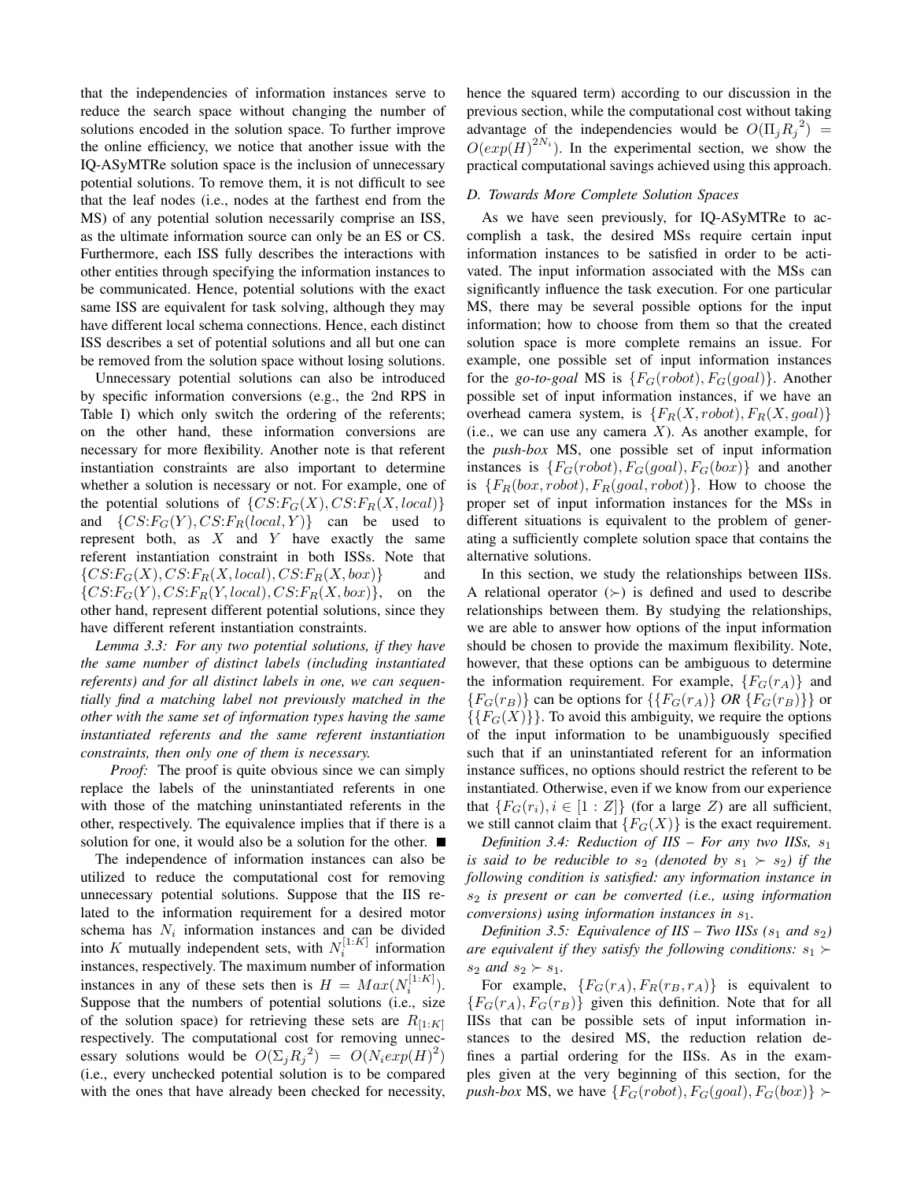that the independencies of information instances serve to reduce the search space without changing the number of solutions encoded in the solution space. To further improve the online efficiency, we notice that another issue with the IQ-ASyMTRe solution space is the inclusion of unnecessary potential solutions. To remove them, it is not difficult to see that the leaf nodes (i.e., nodes at the farthest end from the MS) of any potential solution necessarily comprise an ISS, as the ultimate information source can only be an ES or CS. Furthermore, each ISS fully describes the interactions with other entities through specifying the information instances to be communicated. Hence, potential solutions with the exact same ISS are equivalent for task solving, although they may have different local schema connections. Hence, each distinct ISS describes a set of potential solutions and all but one can be removed from the solution space without losing solutions.

Unnecessary potential solutions can also be introduced by specific information conversions (e.g., the 2nd RPS in Table I) which only switch the ordering of the referents; on the other hand, these information conversions are necessary for more flexibility. Another note is that referent instantiation constraints are also important to determine whether a solution is necessary or not. For example, one of the potential solutions of $\{CS{:}F_G(X), CS{:}F_R(X, local)\}$ and $\{CS{:}F_G(Y), CS{:}F_R(local, Y)\}$ can be used to represent both, as $X$ and $Y$ have exactly the same referent instantiation constraint in both ISSs. Note that $\{CS{:}F_G(X), CS{:}F_R(X, local), CS{:}F_R(X, box)\}$ and $\{CS{:}F_G(Y), CS{:}F_R(Y, local), CS{:}F_R(X, box)\}$, on the other hand, represent different potential solutions, since they have different referent instantiation constraints.

*Lemma 3.3: For any two potential solutions, if they have the same number of distinct labels (including instantiated referents) and for all distinct labels in one, we can sequentially find a matching label not previously matched in the other with the same set of information types having the same instantiated referents and the same referent instantiation constraints, then only one of them is necessary.*

*Proof:* The proof is quite obvious since we can simply replace the labels of the uninstantiated referents in one with those of the matching uninstantiated referents in the other, respectively. The equivalence implies that if there is a solution for one, it would also be a solution for the other. ■

The independence of information instances can also be utilized to reduce the computational cost for removing unnecessary potential solutions. Suppose that the IIS related to the information requirement for a desired motor schema has $N_i$ information instances and can be divided into $K$ mutually independent sets, with $N_i^{[1:K]}$ information instances, respectively. The maximum number of information instances in any of these sets then is $H = Max(N_i^{[1:K]})$. Suppose that the numbers of potential solutions (i.e., size of the solution space) for retrieving these sets are $R_{[1:K]}$ respectively. The computational cost for removing unnecessary solutions would be $O(\Sigma_j {R_j}^2) = O(N_i exp(H)^2)$ (i.e., every unchecked potential solution is to be compared with the ones that have already been checked for necessity, hence the squared term) according to our discussion in the previous section, while the computational cost without taking advantage of the independencies would be $O(\Pi_j {R_j}^2) = O(exp(H)^{2N_i})$. In the experimental section, we show the practical computational savings achieved using this approach.

### D. Towards More Complete Solution Spaces

As we have seen previously, for IQ-ASyMTRe to accomplish a task, the desired MSs require certain input information instances to be satisfied in order to be activated. The input information associated with the MSs can significantly influence the task execution. For one particular MS, there may be several possible options for the input information; how to choose from them so that the created solution space is more complete remains an issue. For example, one possible set of input information instances for the *go-to-goal* MS is $\{F_G(robot), F_G(goal)\}$. Another possible set of input information instances, if we have an overhead camera system, is $\{F_R(X, robot), F_R(X, goal)\}$ (i.e., we can use any camera $X$). As another example, for the *push-box* MS, one possible set of input information instances is $\{F_G(robot), F_G(goal), F_G(box)\}$ and another is $\{F_R(box, robot), F_R(goal, robot)\}$. How to choose the proper set of input information instances for the MSs in different situations is equivalent to the problem of generating a sufficiently complete solution space that contains the alternative solutions.

In this section, we study the relationships between IISs. A relational operator ($\succ$) is defined and used to describe relationships between them. By studying the relationships, we are able to answer how options of the input information should be chosen to provide the maximum flexibility. Note, however, that these options can be ambiguous to determine the information requirement. For example, $\{F_G(r_A)\}$ and $\{F_G(r_B)\}$ can be options for $\{\{F_G(r_A)\}$ *OR* $\{F_G(r_B)\}\}$ or $\{\{F_G(X)\}\}$. To avoid this ambiguity, we require the options of the input information to be unambiguously specified such that if an uninstantiated referent for an information instance suffices, no options should restrict the referent to be instantiated. Otherwise, even if we know from our experience that $\{F_G(r_i), i \in [1:Z]\}$ (for a large $Z$) are all sufficient, we still cannot claim that $\{F_G(X)\}$ is the exact requirement.

*Definition 3.4: Reduction of IIS – For any two IISs, $s_1$ is said to be reducible to $s_2$ (denoted by $s_1 \succ s_2$) if the following condition is satisfied: any information instance in $s_2$ is present or can be converted (i.e., using information conversions) using information instances in $s_1$.*

*Definition 3.5: Equivalence of IIS – Two IISs ($s_1$ and $s_2$) are equivalent if they satisfy the following conditions: $s_1 \succ s_2$ and $s_2 \succ s_1$.*

For example, $\{F_G(r_A), F_R(r_B, r_A)\}$ is equivalent to $\{F_G(r_A), F_G(r_B)\}$ given this definition. Note that for all IISs that can be possible sets of input information instances to the desired MS, the reduction relation defines a partial ordering for the IISs. As in the examples given at the very beginning of this section, for the *push-box* MS, we have $\{F_G(robot), F_G(goal), F_G(box)\} \succ$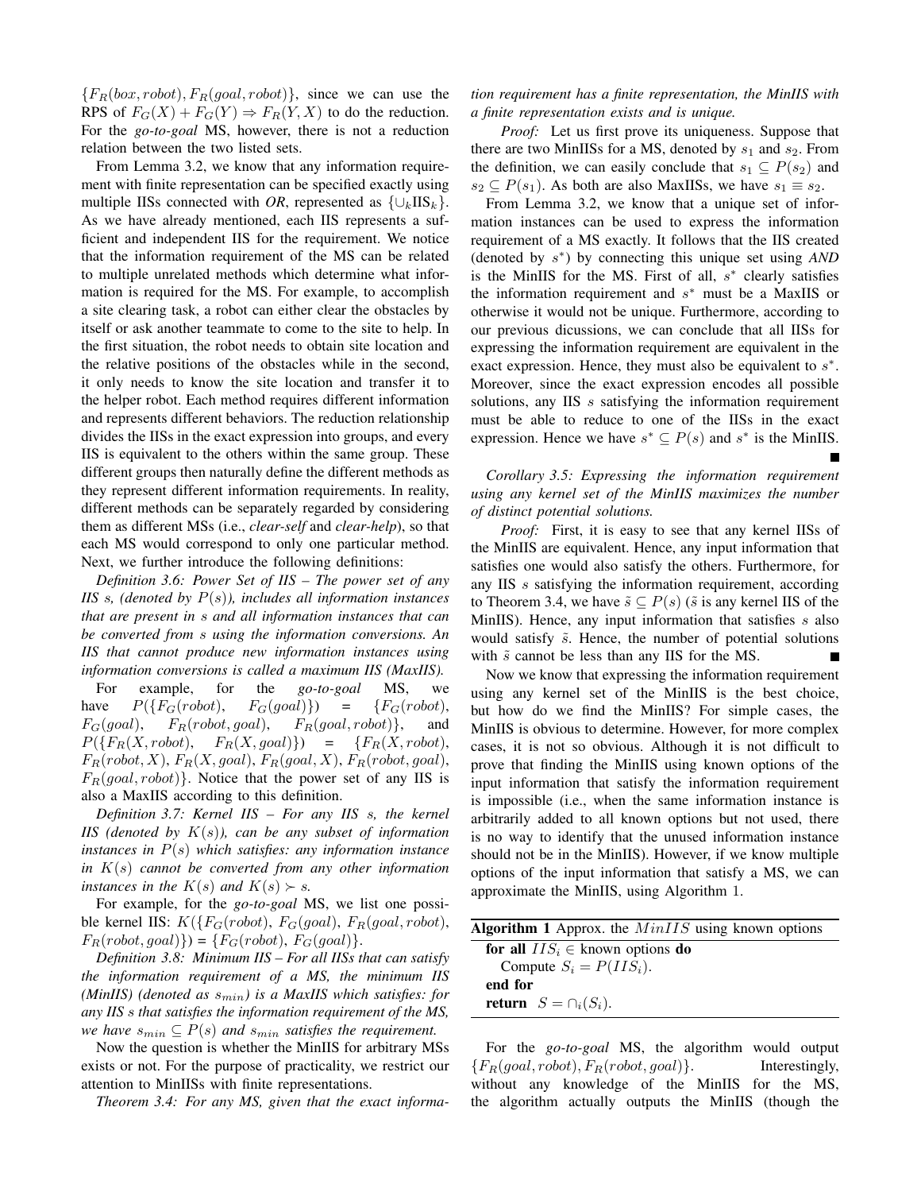$\{F_R(box, robot), F_R(goal, robot)\}$, since we can use the RPS of $F_G(X) + F_G(Y) \Rightarrow F_R(Y, X)$ to do the reduction. For the *go-to-goal* MS, however, there is not a reduction relation between the two listed sets.

From Lemma 3.2, we know that any information requirement with finite representation can be specified exactly using multiple IISs connected with *OR*, represented as $\{\cup_k \text{IIS}_k\}$. As we have already mentioned, each IIS represents a sufficient and independent IIS for the requirement. We notice that the information requirement of the MS can be related to multiple unrelated methods which determine what information is required for the MS. For example, to accomplish a site clearing task, a robot can either clear the obstacles by itself or ask another teammate to come to the site to help. In the first situation, the robot needs to obtain site location and the relative positions of the obstacles while in the second, it only needs to know the site location and transfer it to the helper robot. Each method requires different information and represents different behaviors. The reduction relationship divides the IISs in the exact expression into groups, and every IIS is equivalent to the others within the same group. These different groups then naturally define the different methods as they represent different information requirements. In reality, different methods can be separately regarded by considering them as different MSs (i.e., *clear-self* and *clear-help*), so that each MS would correspond to only one particular method. Next, we further introduce the following definitions:

*Definition 3.6: Power Set of IIS – The power set of any IIS $s$, (denoted by $P(s)$), includes all information instances that are present in $s$ and all information instances that can be converted from $s$ using the information conversions. An IIS that cannot produce new information instances using information conversions is called a maximum IIS (MaxIIS).*

For example, for the *go-to-goal* MS, we have $P(\{F_G(robot), F_G(goal)\}) = \{F_G(robot), F_G(goal), F_R(robot, goal), F_R(goal, robot)\}$, and $P(\{F_R(X, robot), F_R(X, goal)\}) = \{F_R(X, robot), F_R(robot, X), F_R(X, goal), F_R(goal, X), F_R(robot, goal), F_R(goal, robot)\}$. Notice that the power set of any IIS is also a MaxIIS according to this definition.

*Definition 3.7: Kernel IIS – For any IIS $s$, the kernel IIS (denoted by $K(s)$), can be any subset of information instances in $P(s)$ which satisfies: any information instance in $K(s)$ cannot be converted from any other information instances in the $K(s)$ and $K(s) \succ s$.*

For example, for the *go-to-goal* MS, we list one possible kernel IIS: $K(\{F_G(robot), F_G(goal), F_R(goal, robot), F_R(robot, goal)\}) = \{F_G(robot), F_G(goal)\}$.

*Definition 3.8: Minimum IIS – For all IISs that can satisfy the information requirement of a MS, the minimum IIS (MinIIS) (denoted as $s_{min}$) is a MaxIIS which satisfies: for any IIS $s$ that satisfies the information requirement of the MS, we have $s_{min} \subseteq P(s)$ and $s_{min}$ satisfies the requirement.*

Now the question is whether the MinIIS for arbitrary MSs exists or not. For the purpose of practicality, we restrict our attention to MinIISs with finite representations.

*Theorem 3.4: For any MS, given that the exact information requirement has a finite representation, the MinIIS with a finite representation exists and is unique.*

*Proof:* Let us first prove its uniqueness. Suppose that there are two MinIISs for a MS, denoted by $s_1$ and $s_2$. From the definition, we can easily conclude that $s_1 \subseteq P(s_2)$ and $s_2 \subseteq P(s_1)$. As both are also MaxIISs, we have $s_1 \equiv s_2$.

From Lemma 3.2, we know that a unique set of information instances can be used to express the information requirement of a MS exactly. It follows that the IIS created (denoted by $s^*$) by connecting this unique set using *AND* is the MinIIS for the MS. First of all, $s^*$ clearly satisfies the information requirement and $s^*$ must be a MaxIIS or otherwise it would not be unique. Furthermore, according to our previous dicussions, we can conclude that all IISs for expressing the information requirement are equivalent in the exact expression. Hence, they must also be equivalent to $s^*$. Moreover, since the exact expression encodes all possible solutions, any IIS $s$ satisfying the information requirement must be able to reduce to one of the IISs in the exact expression. Hence we have $s^* \subseteq P(s)$ and $s^*$ is the MinIIS. ∎

*Corollary 3.5: Expressing the information requirement using any kernel set of the MinIIS maximizes the number of distinct potential solutions.*

*Proof:* First, it is easy to see that any kernel IISs of the MinIIS are equivalent. Hence, any input information that satisfies one would also satisfy the others. Furthermore, for any IIS $s$ satisfying the information requirement, according to Theorem 3.4, we have $\tilde{s} \subseteq P(s)$ ($\tilde{s}$ is any kernel IIS of the MinIIS). Hence, any input information that satisfies $s$ also would satisfy $\tilde{s}$. Hence, the number of potential solutions with $\tilde{s}$ cannot be less than any IIS for the MS. ∎

Now we know that expressing the information requirement using any kernel set of the MinIIS is the best choice, but how do we find the MinIIS? For simple cases, the MinIIS is obvious to determine. However, for more complex cases, it is not so obvious. Although it is not difficult to prove that finding the MinIIS using known options of the input information that satisfy the information requirement is impossible (i.e., when the same information instance is arbitrarily added to all known options but not used, there is no way to identify that the unused information instance should not be in the MinIIS). However, if we know multiple options of the input information that satisfy a MS, we can approximate the MinIIS, using Algorithm 1.

**Algorithm 1** Approx. the $MinIIS$ using known options

```
for all IIS_i ∈ known options do
    Compute S_i = P(IIS_i).
end for
return  S = ∩_i(S_i).
```

For the *go-to-goal* MS, the algorithm would output $\{F_R(goal, robot), F_R(robot, goal)\}$. Interestingly, without any knowledge of the MinIIS for the MS, the algorithm actually outputs the MinIIS (though the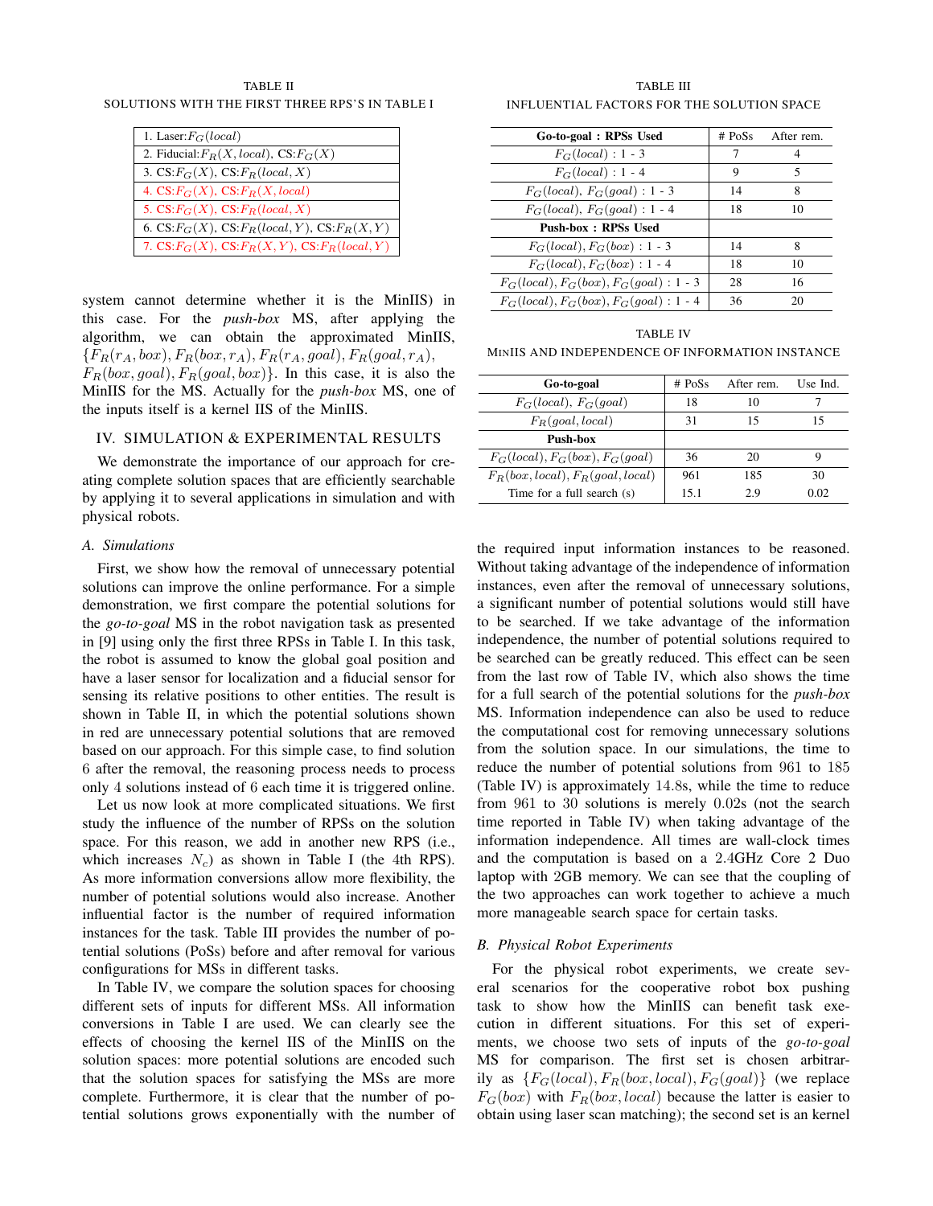TABLE II

SOLUTIONS WITH THE FIRST THREE RPS'S IN TABLE I

| |
|---|
| 1. Laser: $F_G(local)$ |
| 2. Fiducial: $F_R(X, local)$, CS: $F_G(X)$ |
| 3. CS: $F_G(X)$, CS: $F_R(local, X)$ |
| 4. CS: $F_G(X)$, CS: $F_R(X, local)$ |
| 5. CS: $F_G(X)$, CS: $F_R(local, X)$ |
| 6. CS: $F_G(X)$, CS: $F_R(local, Y)$, CS: $F_R(X, Y)$ |
| 7. CS: $F_G(X)$, CS: $F_R(X, Y)$, CS: $F_R(local, Y)$ |

TABLE III

INFLUENTIAL FACTORS FOR THE SOLUTION SPACE

| **Go-to-goal : RPSs Used** | # PoSs | After rem. |
|---|---|---|
| $F_G(local)$ : 1 - 3 | 7 | 4 |
| $F_G(local)$ : 1 - 4 | 9 | 5 |
| $F_G(local)$, $F_G(goal)$ : 1 - 3 | 14 | 8 |
| $F_G(local)$, $F_G(goal)$ : 1 - 4 | 18 | 10 |
| **Push-box : RPSs Used** | | |
| $F_G(local)$, $F_G(box)$ : 1 - 3 | 14 | 8 |
| $F_G(local)$, $F_G(box)$ : 1 - 4 | 18 | 10 |
| $F_G(local)$, $F_G(box)$, $F_G(goal)$ : 1 - 3 | 28 | 16 |
| $F_G(local)$, $F_G(box)$, $F_G(goal)$ : 1 - 4 | 36 | 20 |

system cannot determine whether it is the MinIIS) in this case. For the *push-box* MS, after applying the algorithm, we can obtain the approximated MinIIS, $\{F_R(r_A, box), F_R(box, r_A), F_R(r_A, goal), F_R(goal, r_A), F_R(box, goal), F_R(goal, box)\}$. In this case, it is also the MinIIS for the MS. Actually for the *push-box* MS, one of the inputs itself is a kernel IIS of the MinIIS.

## IV. SIMULATION & EXPERIMENTAL RESULTS

We demonstrate the importance of our approach for creating complete solution spaces that are efficiently searchable by applying it to several applications in simulation and with physical robots.

### A. Simulations

First, we show how the removal of unnecessary potential solutions can improve the online performance. For a simple demonstration, we first compare the potential solutions for the *go-to-goal* MS in the robot navigation task as presented in [9] using only the first three RPSs in Table I. In this task, the robot is assumed to know the global goal position and have a laser sensor for localization and a fiducial sensor for sensing its relative positions to other entities. The result is shown in Table II, in which the potential solutions shown in red are unnecessary potential solutions that are removed based on our approach. For this simple case, to find solution 6 after the removal, the reasoning process needs to process only 4 solutions instead of 6 each time it is triggered online.

Let us now look at more complicated situations. We first study the influence of the number of RPSs on the solution space. For this reason, we add in another new RPS (i.e., which increases $N_c$) as shown in Table I (the 4th RPS). As more information conversions allow more flexibility, the number of potential solutions would also increase. Another influential factor is the number of required information instances for the task. Table III provides the number of potential solutions (PoSs) before and after removal for various configurations for MSs in different tasks.

In Table IV, we compare the solution spaces for choosing different sets of inputs for different MSs. All information conversions in Table I are used. We can clearly see the effects of choosing the kernel IIS of the MinIIS on the solution spaces: more potential solutions are encoded such that the solution spaces for satisfying the MSs are more complete. Furthermore, it is clear that the number of potential solutions grows exponentially with the number of

TABLE IV

MINIIS AND INDEPENDENCE OF INFORMATION INSTANCE

| **Go-to-goal** | # PoSs | After rem. | Use Ind. |
|---|---|---|---|
| $F_G(local)$, $F_G(goal)$ | 18 | 10 | 7 |
| $F_R(goal, local)$ | 31 | 15 | 15 |
| **Push-box** | | | |
| $F_G(local)$, $F_G(box)$, $F_G(goal)$ | 36 | 20 | 9 |
| $F_R(box, local)$, $F_R(goal, local)$ | 961 | 185 | 30 |
| Time for a full search (s) | 15.1 | 2.9 | 0.02 |

the required input information instances to be reasoned. Without taking advantage of the independence of information instances, even after the removal of unnecessary solutions, a significant number of potential solutions would still have to be searched. If we take advantage of the information independence, the number of potential solutions required to be searched can be greatly reduced. This effect can be seen from the last row of Table IV, which also shows the time for a full search of the potential solutions for the *push-box* MS. Information independence can also be used to reduce the computational cost for removing unnecessary solutions from the solution space. In our simulations, the time to reduce the number of potential solutions from 961 to 185 (Table IV) is approximately 14.8s, while the time to reduce from 961 to 30 solutions is merely 0.02s (not the search time reported in Table IV) when taking advantage of the information independence. All times are wall-clock times and the computation is based on a 2.4GHz Core 2 Duo laptop with 2GB memory. We can see that the coupling of the two approaches can work together to achieve a much more manageable search space for certain tasks.

### B. Physical Robot Experiments

For the physical robot experiments, we create several scenarios for the cooperative robot box pushing task to show how the MinIIS can benefit task execution in different situations. For this set of experiments, we choose two sets of inputs of the *go-to-goal* MS for comparison. The first set is chosen arbitrarily as $\{F_G(local), F_R(box, local), F_G(goal)\}$ (we replace $F_G(box)$ with $F_R(box, local)$ because the latter is easier to obtain using laser scan matching); the second set is an kernel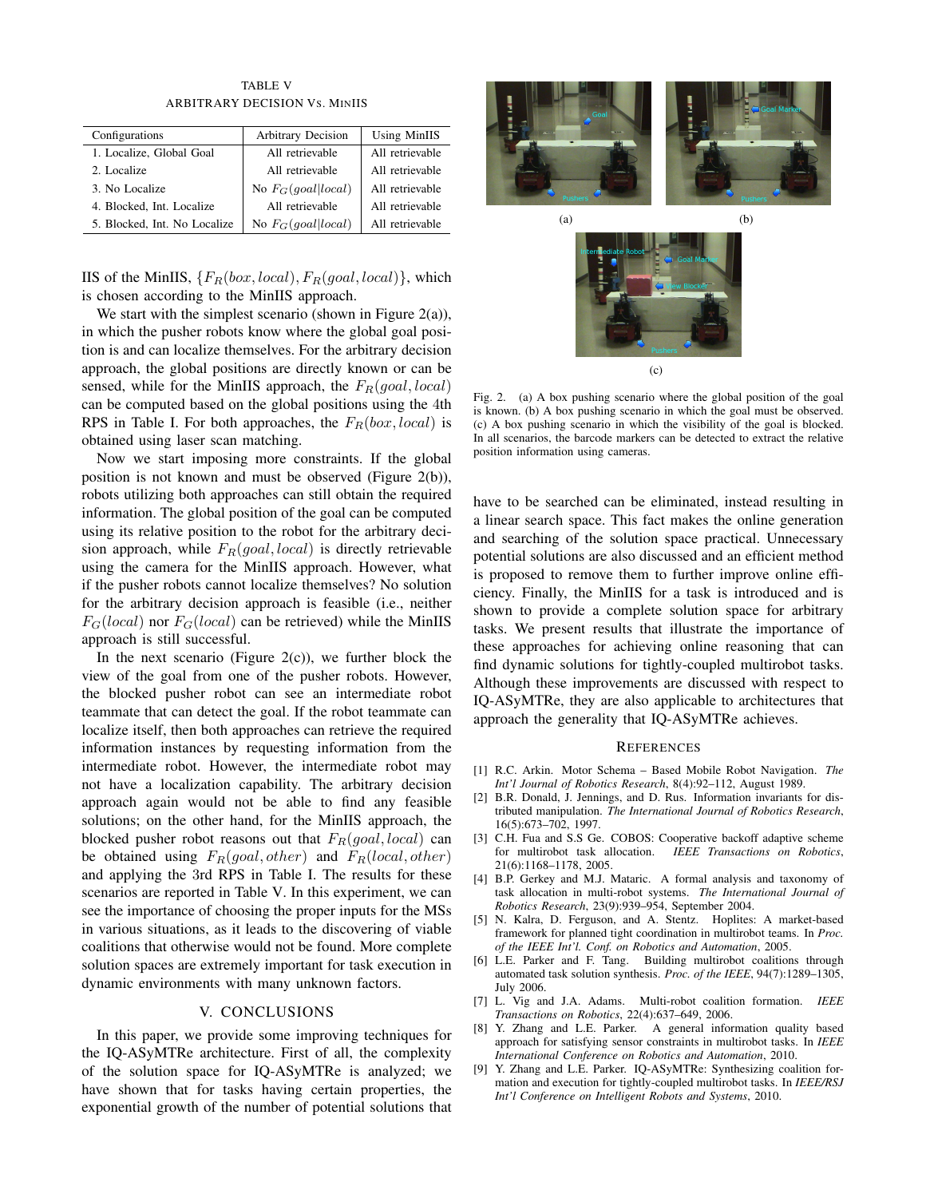TABLE V
ARBITRARY DECISION VS. MINIIS

| Configurations | Arbitrary Decision | Using MinIIS |
|---|---|---|
| 1. Localize, Global Goal | All retrievable | All retrievable |
| 2. Localize | All retrievable | All retrievable |
| 3. No Localize | No $F_G(goal\|local)$ | All retrievable |
| 4. Blocked, Int. Localize | All retrievable | All retrievable |
| 5. Blocked, Int. No Localize | No $F_G(goal\|local)$ | All retrievable |

IIS of the MinIIS, $\{F_R(box, local), F_R(goal, local)\}$, which is chosen according to the MinIIS approach.

We start with the simplest scenario (shown in Figure 2(a)), in which the pusher robots know where the global goal position is and can localize themselves. For the arbitrary decision approach, the global positions are directly known or can be sensed, while for the MinIIS approach, the $F_R(goal, local)$ can be computed based on the global positions using the 4th RPS in Table I. For both approaches, the $F_R(box, local)$ is obtained using laser scan matching.

Now we start imposing more constraints. If the global position is not known and must be observed (Figure 2(b)), robots utilizing both approaches can still obtain the required information. The global position of the goal can be computed using its relative position to the robot for the arbitrary decision approach, while $F_R(goal, local)$ is directly retrievable using the camera for the MinIIS approach. However, what if the pusher robots cannot localize themselves? No solution for the arbitrary decision approach is feasible (i.e., neither $F_G(local)$ nor $F_G(local)$ can be retrieved) while the MinIIS approach is still successful.

In the next scenario (Figure 2(c)), we further block the view of the goal from one of the pusher robots. However, the blocked pusher robot can see an intermediate robot teammate that can detect the goal. If the robot teammate can localize itself, then both approaches can retrieve the required information instances by requesting information from the intermediate robot. However, the intermediate robot may not have a localization capability. The arbitrary decision approach again would not be able to find any feasible solutions; on the other hand, for the MinIIS approach, the blocked pusher robot reasons out that $F_R(goal, local)$ can be obtained using $F_R(goal, other)$ and $F_R(local, other)$ and applying the 3rd RPS in Table I. The results for these scenarios are reported in Table V. In this experiment, we can see the importance of choosing the proper inputs for the MSs in various situations, as it leads to the discovering of viable coalitions that otherwise would not be found. More complete solution spaces are extremely important for task execution in dynamic environments with many unknown factors.

## V. CONCLUSIONS

In this paper, we provide some improving techniques for the IQ-ASyMTRe architecture. First of all, the complexity of the solution space for IQ-ASyMTRe is analyzed; we have shown that for tasks having certain properties, the exponential growth of the number of potential solutions that have to be searched can be eliminated, instead resulting in a linear search space. This fact makes the online generation and searching of the solution space practical. Unnecessary potential solutions are also discussed and an efficient method is proposed to remove them to further improve online efficiency. Finally, the MinIIS for a task is introduced and is shown to provide a complete solution space for arbitrary tasks. We present results that illustrate the importance of these approaches for achieving online reasoning that can find dynamic solutions for tightly-coupled multirobot tasks. Although these improvements are discussed with respect to IQ-ASyMTRe, they are also applicable to architectures that approach the generality that IQ-ASyMTRe achieves.

Goal
Pushers
(a)

Goal Marker
Pushers
(b)

Intermediate Robot
Goal Marker
New Blocker
Pushers
(c)

Fig. 2. (a) A box pushing scenario where the global position of the goal is known. (b) A box pushing scenario in which the goal must be observed. (c) A box pushing scenario in which the visibility of the goal is blocked. In all scenarios, the barcode markers can be detected to extract the relative position information using cameras.

## REFERENCES

[1] R.C. Arkin. Motor Schema – Based Mobile Robot Navigation. *The Int'l Journal of Robotics Research*, 8(4):92–112, August 1989.

[2] B.R. Donald, J. Jennings, and D. Rus. Information invariants for distributed manipulation. *The International Journal of Robotics Research*, 16(5):673–702, 1997.

[3] C.H. Fua and S.S Ge. COBOS: Cooperative backoff adaptive scheme for multirobot task allocation. *IEEE Transactions on Robotics*, 21(6):1168–1178, 2005.

[4] B.P. Gerkey and M.J. Mataric. A formal analysis and taxonomy of task allocation in multi-robot systems. *The International Journal of Robotics Research*, 23(9):939–954, September 2004.

[5] N. Kalra, D. Ferguson, and A. Stentz. Hoplites: A market-based framework for planned tight coordination in multirobot teams. In *Proc. of the IEEE Int'l. Conf. on Robotics and Automation*, 2005.

[6] L.E. Parker and F. Tang. Building multirobot coalitions through automated task solution synthesis. *Proc. of the IEEE*, 94(7):1289–1305, July 2006.

[7] L. Vig and J.A. Adams. Multi-robot coalition formation. *IEEE Transactions on Robotics*, 22(4):637–649, 2006.

[8] Y. Zhang and L.E. Parker. A general information quality based approach for satisfying sensor constraints in multirobot tasks. In *IEEE International Conference on Robotics and Automation*, 2010.

[9] Y. Zhang and L.E. Parker. IQ-ASyMTRe: Synthesizing coalition formation and execution for tightly-coupled multirobot tasks. In *IEEE/RSJ Int'l Conference on Intelligent Robots and Systems*, 2010.